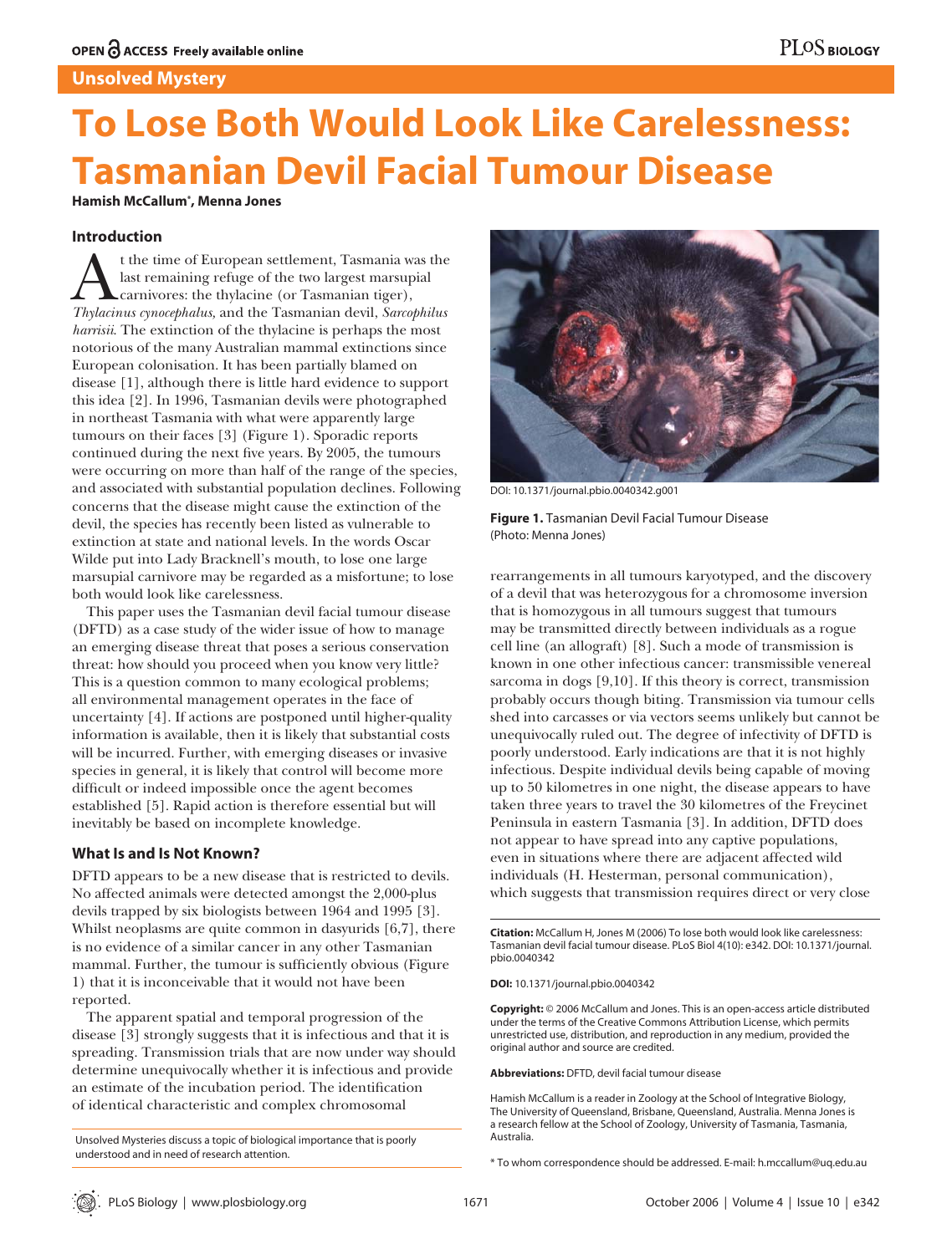Unsolved Mystery

# To Lose Both Would Look Like Carelessness: Tasmanian Devil Facial Tumour Disease

**Hamish McCallum*, Menna Jones**

## Introduction

At the time of European settlement, Tasmania was the last remaining refuge of the two largest marsupial carnivores: the thylacine (or Tasmanian tiger), *Thylacinus cynocephalus,* and the Tasmanian devil, *Sarcophilus harrisii.* The extinction of the thylacine is perhaps the most notorious of the many Australian mammal extinctions since European colonisation. It has been partially blamed on disease [1], although there is little hard evidence to support this idea [2]. In 1996, Tasmanian devils were photographed in northeast Tasmania with what were apparently large tumours on their faces [3] (Figure 1). Sporadic reports continued during the next five years. By 2005, the tumours were occurring on more than half of the range of the species, and associated with substantial population declines. Following concerns that the disease might cause the extinction of the devil, the species has recently been listed as vulnerable to extinction at state and national levels. In the words Oscar Wilde put into Lady Bracknell's mouth, to lose one large marsupial carnivore may be regarded as a misfortune; to lose both would look like carelessness.

This paper uses the Tasmanian devil facial tumour disease (DFTD) as a case study of the wider issue of how to manage an emerging disease threat that poses a serious conservation threat: how should you proceed when you know very little? This is a question common to many ecological problems; all environmental management operates in the face of uncertainty [4]. If actions are postponed until higher-quality information is available, then it is likely that substantial costs will be incurred. Further, with emerging diseases or invasive species in general, it is likely that control will become more difficult or indeed impossible once the agent becomes established [5]. Rapid action is therefore essential but will inevitably be based on incomplete knowledge.

## What Is and Is Not Known?

DFTD appears to be a new disease that is restricted to devils. No affected animals were detected amongst the 2,000-plus devils trapped by six biologists between 1964 and 1995 [3]. Whilst neoplasms are quite common in dasyurids [6,7], there is no evidence of a similar cancer in any other Tasmanian mammal. Further, the tumour is sufficiently obvious (Figure 1) that it is inconceivable that it would not have been reported.

The apparent spatial and temporal progression of the disease [3] strongly suggests that it is infectious and that it is spreading. Transmission trials that are now under way should determine unequivocally whether it is infectious and provide an estimate of the incubation period. The identification of identical characteristic and complex chromosomal rearrangements in all tumours karyotyped, and the discovery of a devil that was heterozygous for a chromosome inversion that is homozygous in all tumours suggest that tumours may be transmitted directly between individuals as a rogue cell line (an allograft) [8]. Such a mode of transmission is known in one other infectious cancer: transmissible venereal sarcoma in dogs [9,10]. If this theory is correct, transmission probably occurs though biting. Transmission via tumour cells shed into carcasses or via vectors seems unlikely but cannot be unequivocally ruled out. The degree of infectivity of DFTD is poorly understood. Early indications are that it is not highly infectious. Despite individual devils being capable of moving up to 50 kilometres in one night, the disease appears to have taken three years to travel the 30 kilometres of the Freycinet Peninsula in eastern Tasmania [3]. In addition, DFTD does not appear to have spread into any captive populations, even in situations where there are adjacent affected wild individuals (H. Hesterman, personal communication), which suggests that transmission requires direct or very close

DOI: 10.1371/journal.pbio.0040342.g001

**Figure 1.** Tasmanian Devil Facial Tumour Disease (Photo: Menna Jones)

Unsolved Mysteries discuss a topic of biological importance that is poorly understood and in need of research attention.

**Citation:** McCallum H, Jones M (2006) To lose both would look like carelessness: Tasmanian devil facial tumour disease. PLoS Biol 4(10): e342. DOI: 10.1371/journal.pbio.0040342

**DOI:** 10.1371/journal.pbio.0040342

**Copyright:** © 2006 McCallum and Jones. This is an open-access article distributed under the terms of the Creative Commons Attribution License, which permits unrestricted use, distribution, and reproduction in any medium, provided the original author and source are credited.

**Abbreviations:** DFTD, devil facial tumour disease

Hamish McCallum is a reader in Zoology at the School of Integrative Biology, The University of Queensland, Brisbane, Queensland, Australia. Menna Jones is a research fellow at the School of Zoology, University of Tasmania, Tasmania, Australia.

* To whom correspondence should be addressed. E-mail: h.mccallum@uq.edu.au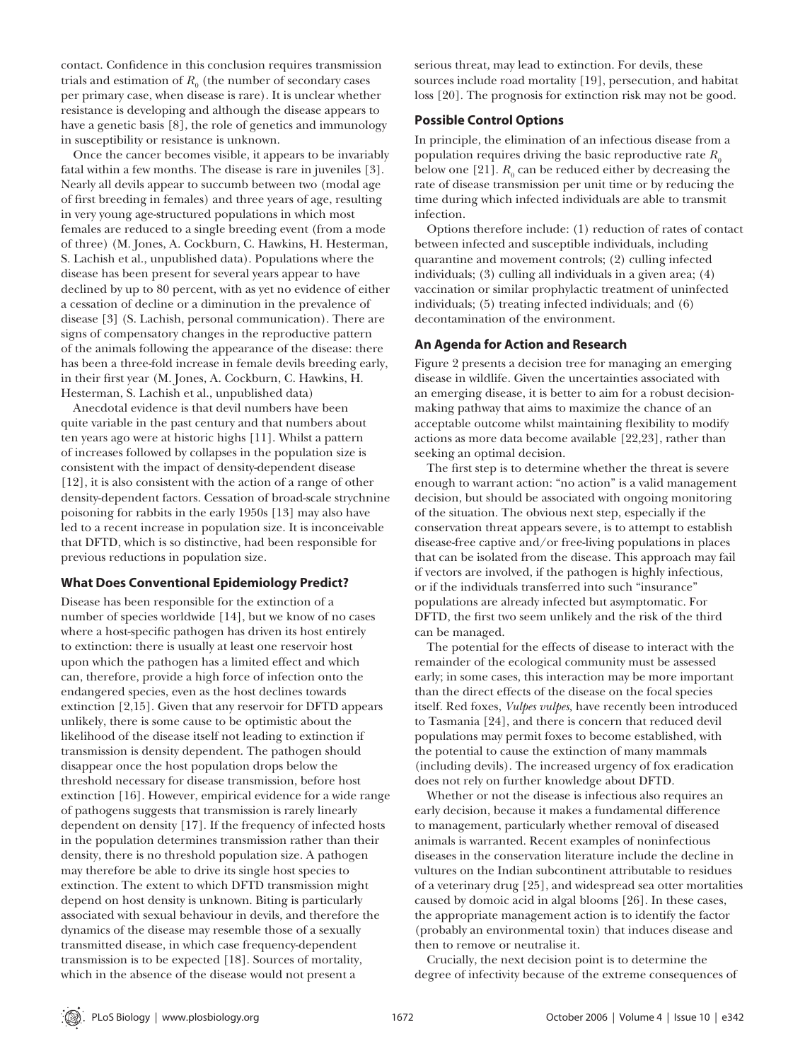contact. Confidence in this conclusion requires transmission trials and estimation of $R_0$ (the number of secondary cases per primary case, when disease is rare). It is unclear whether resistance is developing and although the disease appears to have a genetic basis [8], the role of genetics and immunology in susceptibility or resistance is unknown.

Once the cancer becomes visible, it appears to be invariably fatal within a few months. The disease is rare in juveniles [3]. Nearly all devils appear to succumb between two (modal age of first breeding in females) and three years of age, resulting in very young age-structured populations in which most females are reduced to a single breeding event (from a mode of three) (M. Jones, A. Cockburn, C. Hawkins, H. Hesterman, S. Lachish et al., unpublished data). Populations where the disease has been present for several years appear to have declined by up to 80 percent, with as yet no evidence of either a cessation of decline or a diminution in the prevalence of disease [3] (S. Lachish, personal communication). There are signs of compensatory changes in the reproductive pattern of the animals following the appearance of the disease: there has been a three-fold increase in female devils breeding early, in their first year (M. Jones, A. Cockburn, C. Hawkins, H. Hesterman, S. Lachish et al., unpublished data)

Anecdotal evidence is that devil numbers have been quite variable in the past century and that numbers about ten years ago were at historic highs [11]. Whilst a pattern of increases followed by collapses in the population size is consistent with the impact of density-dependent disease [12], it is also consistent with the action of a range of other density-dependent factors. Cessation of broad-scale strychnine poisoning for rabbits in the early 1950s [13] may also have led to a recent increase in population size. It is inconceivable that DFTD, which is so distinctive, had been responsible for previous reductions in population size.

## What Does Conventional Epidemiology Predict?

Disease has been responsible for the extinction of a number of species worldwide [14], but we know of no cases where a host-specific pathogen has driven its host entirely to extinction: there is usually at least one reservoir host upon which the pathogen has a limited effect and which can, therefore, provide a high force of infection onto the endangered species, even as the host declines towards extinction [2,15]. Given that any reservoir for DFTD appears unlikely, there is some cause to be optimistic about the likelihood of the disease itself not leading to extinction if transmission is density dependent. The pathogen should disappear once the host population drops below the threshold necessary for disease transmission, before host extinction [16]. However, empirical evidence for a wide range of pathogens suggests that transmission is rarely linearly dependent on density [17]. If the frequency of infected hosts in the population determines transmission rather than their density, there is no threshold population size. A pathogen may therefore be able to drive its single host species to extinction. The extent to which DFTD transmission might depend on host density is unknown. Biting is particularly associated with sexual behaviour in devils, and therefore the dynamics of the disease may resemble those of a sexually transmitted disease, in which case frequency-dependent transmission is to be expected [18]. Sources of mortality, which in the absence of the disease would not present a serious threat, may lead to extinction. For devils, these sources include road mortality [19], persecution, and habitat loss [20]. The prognosis for extinction risk may not be good.

## Possible Control Options

In principle, the elimination of an infectious disease from a population requires driving the basic reproductive rate $R_0$ below one [21]. $R_0$ can be reduced either by decreasing the rate of disease transmission per unit time or by reducing the time during which infected individuals are able to transmit infection.

Options therefore include: (1) reduction of rates of contact between infected and susceptible individuals, including quarantine and movement controls; (2) culling infected individuals; (3) culling all individuals in a given area; (4) vaccination or similar prophylactic treatment of uninfected individuals; (5) treating infected individuals; and (6) decontamination of the environment.

## An Agenda for Action and Research

Figure 2 presents a decision tree for managing an emerging disease in wildlife. Given the uncertainties associated with an emerging disease, it is better to aim for a robust decision-making pathway that aims to maximize the chance of an acceptable outcome whilst maintaining flexibility to modify actions as more data become available [22,23], rather than seeking an optimal decision.

The first step is to determine whether the threat is severe enough to warrant action: "no action" is a valid management decision, but should be associated with ongoing monitoring of the situation. The obvious next step, especially if the conservation threat appears severe, is to attempt to establish disease-free captive and/or free-living populations in places that can be isolated from the disease. This approach may fail if vectors are involved, if the pathogen is highly infectious, or if the individuals transferred into such "insurance" populations are already infected but asymptomatic. For DFTD, the first two seem unlikely and the risk of the third can be managed.

The potential for the effects of disease to interact with the remainder of the ecological community must be assessed early; in some cases, this interaction may be more important than the direct effects of the disease on the focal species itself. Red foxes, *Vulpes vulpes,* have recently been introduced to Tasmania [24], and there is concern that reduced devil populations may permit foxes to become established, with the potential to cause the extinction of many mammals (including devils). The increased urgency of fox eradication does not rely on further knowledge about DFTD.

Whether or not the disease is infectious also requires an early decision, because it makes a fundamental difference to management, particularly whether removal of diseased animals is warranted. Recent examples of noninfectious diseases in the conservation literature include the decline in vultures on the Indian subcontinent attributable to residues of a veterinary drug [25], and widespread sea otter mortalities caused by domoic acid in algal blooms [26]. In these cases, the appropriate management action is to identify the factor (probably an environmental toxin) that induces disease and then to remove or neutralise it.

Crucially, the next decision point is to determine the degree of infectivity because of the extreme consequences of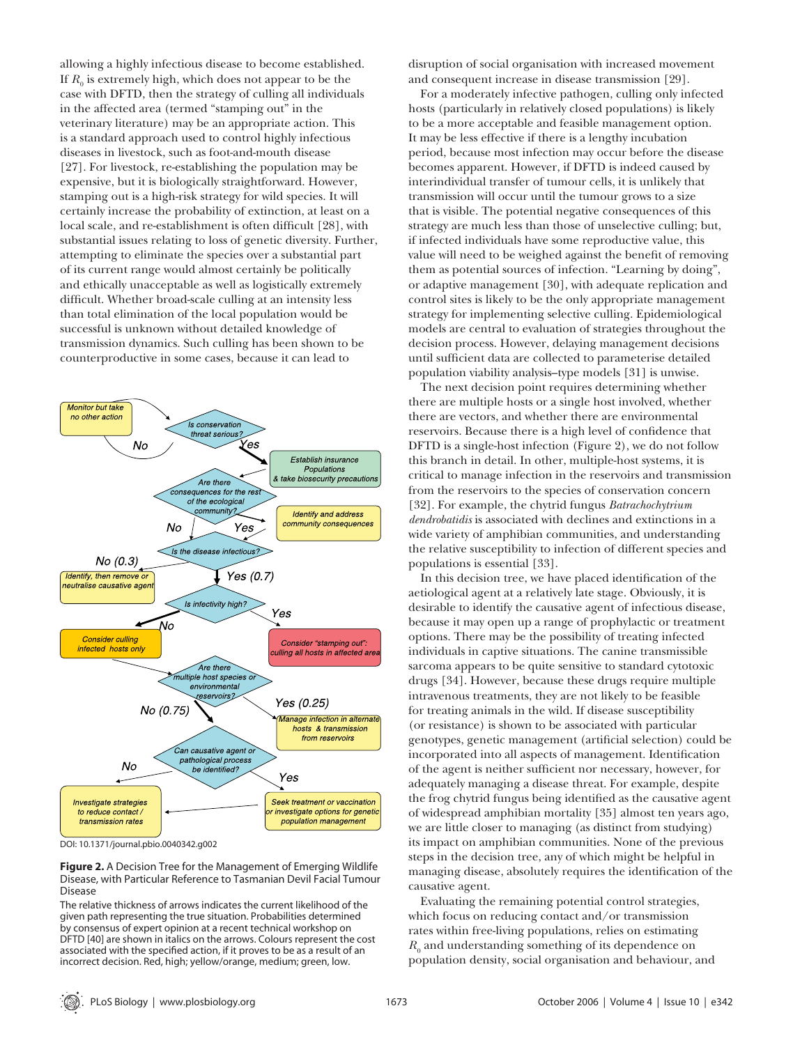allowing a highly infectious disease to become established. If $R_0$ is extremely high, which does not appear to be the case with DFTD, then the strategy of culling all individuals in the affected area (termed "stamping out" in the veterinary literature) may be an appropriate action. This is a standard approach used to control highly infectious diseases in livestock, such as foot-and-mouth disease [27]. For livestock, re-establishing the population may be expensive, but it is biologically straightforward. However, stamping out is a high-risk strategy for wild species. It will certainly increase the probability of extinction, at least on a local scale, and re-establishment is often difficult [28], with substantial issues relating to loss of genetic diversity. Further, attempting to eliminate the species over a substantial part of its current range would almost certainly be politically and ethically unacceptable as well as logistically extremely difficult. Whether broad-scale culling at an intensity less than total elimination of the local population would be successful is unknown without detailed knowledge of transmission dynamics. Such culling has been shown to be counterproductive in some cases, because it can lead to disruption of social organisation with increased movement and consequent increase in disease transmission [29].

For a moderately infective pathogen, culling only infected hosts (particularly in relatively closed populations) is likely to be a more acceptable and feasible management option. It may be less effective if there is a lengthy incubation period, because most infection may occur before the disease becomes apparent. However, if DFTD is indeed caused by interindividual transfer of tumour cells, it is unlikely that transmission will occur until the tumour grows to a size that is visible. The potential negative consequences of this strategy are much less than those of unselective culling; but, if infected individuals have some reproductive value, this value will need to be weighed against the benefit of removing them as potential sources of infection. "Learning by doing", or adaptive management [30], with adequate replication and control sites is likely to be the only appropriate management strategy for implementing selective culling. Epidemiological models are central to evaluation of strategies throughout the decision process. However, delaying management decisions until sufficient data are collected to parameterise detailed population viability analysis–type models [31] is unwise.

The next decision point requires determining whether there are multiple hosts or a single host involved, whether there are vectors, and whether there are environmental reservoirs. Because there is a high level of confidence that DFTD is a single-host infection (Figure 2), we do not follow this branch in detail. In other, multiple-host systems, it is critical to manage infection in the reservoirs and transmission from the reservoirs to the species of conservation concern [32]. For example, the chytrid fungus *Batrachochytrium dendrobatidis* is associated with declines and extinctions in a wide variety of amphibian communities, and understanding the relative susceptibility to infection of different species and populations is essential [33].

In this decision tree, we have placed identification of the aetiological agent at a relatively late stage. Obviously, it is desirable to identify the causative agent of infectious disease, because it may open up a range of prophylactic or treatment options. There may be the possibility of treating infected individuals in captive situations. The canine transmissible sarcoma appears to be quite sensitive to standard cytotoxic drugs [34]. However, because these drugs require multiple intravenous treatments, they are not likely to be feasible for treating animals in the wild. If disease susceptibility (or resistance) is shown to be associated with particular genotypes, genetic management (artificial selection) could be incorporated into all aspects of management. Identification of the agent is neither sufficient nor necessary, however, for adequately managing a disease threat. For example, despite the frog chytrid fungus being identified as the causative agent of widespread amphibian mortality [35] almost ten years ago, we are little closer to managing (as distinct from studying) its impact on amphibian communities. None of the previous steps in the decision tree, any of which might be helpful in managing disease, absolutely requires the identification of the causative agent.

Evaluating the remaining potential control strategies, which focus on reducing contact and/or transmission rates within free-living populations, relies on estimating $R_0$ and understanding something of its dependence on population density, social organisation and behaviour, and

DOI: 10.1371/journal.pbio.0040342.g002

**Figure 2.** A Decision Tree for the Management of Emerging Wildlife Disease, with Particular Reference to Tasmanian Devil Facial Tumour Disease

The relative thickness of arrows indicates the current likelihood of the given path representing the true situation. Probabilities determined by consensus of expert opinion at a recent technical workshop on DFTD [40] are shown in italics on the arrows. Colours represent the cost associated with the specified action, if it proves to be as a result of an incorrect decision. Red, high; yellow/orange, medium; green, low.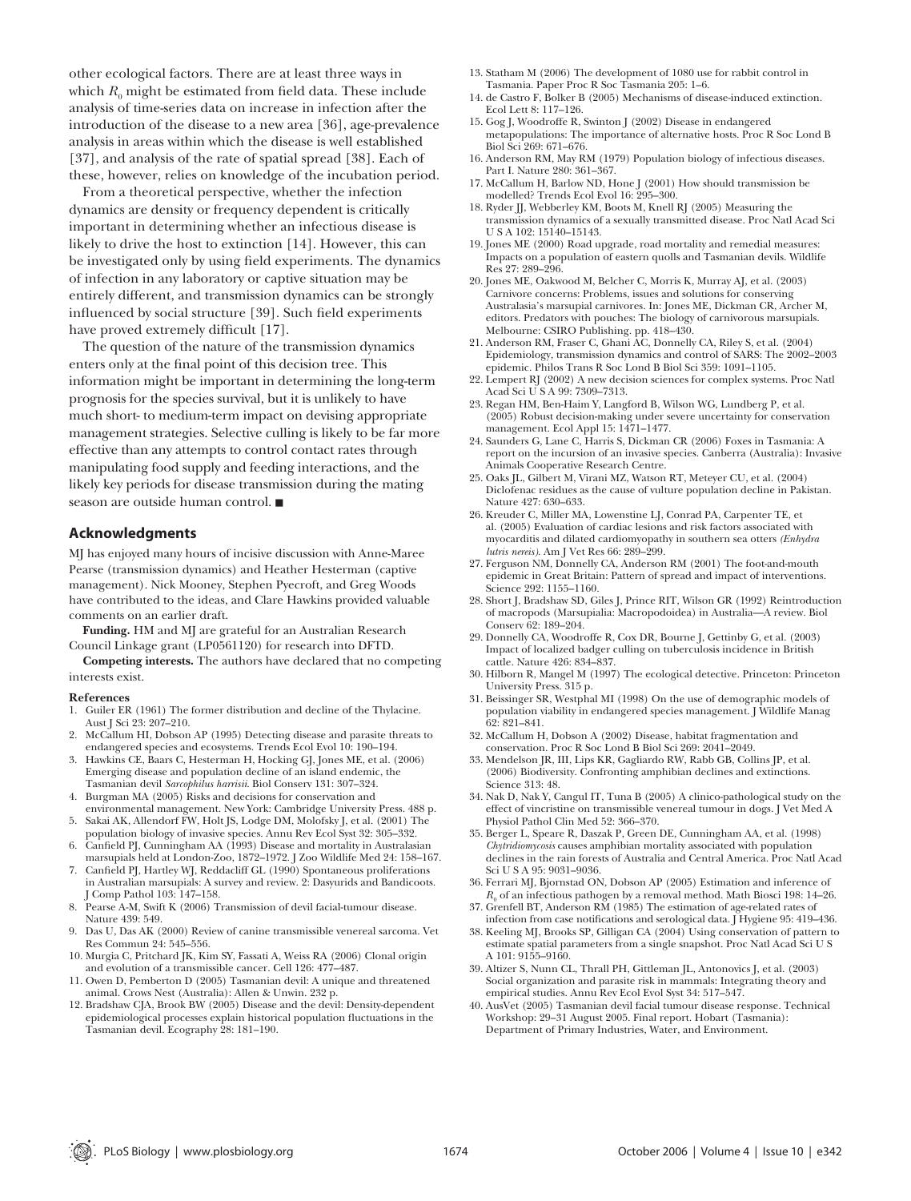other ecological factors. There are at least three ways in which $R_0$ might be estimated from field data. These include analysis of time-series data on increase in infection after the introduction of the disease to a new area [36], age-prevalence analysis in areas within which the disease is well established [37], and analysis of the rate of spatial spread [38]. Each of these, however, relies on knowledge of the incubation period.

From a theoretical perspective, whether the infection dynamics are density or frequency dependent is critically important in determining whether an infectious disease is likely to drive the host to extinction [14]. However, this can be investigated only by using field experiments. The dynamics of infection in any laboratory or captive situation may be entirely different, and transmission dynamics can be strongly influenced by social structure [39]. Such field experiments have proved extremely difficult [17].

The question of the nature of the transmission dynamics enters only at the final point of this decision tree. This information might be important in determining the long-term prognosis for the species survival, but it is unlikely to have much short- to medium-term impact on devising appropriate management strategies. Selective culling is likely to be far more effective than any attempts to control contact rates through manipulating food supply and feeding interactions, and the likely key periods for disease transmission during the mating season are outside human control. ■

## Acknowledgments

MJ has enjoyed many hours of incisive discussion with Anne-Maree Pearse (transmission dynamics) and Heather Hesterman (captive management). Nick Mooney, Stephen Pyecroft, and Greg Woods have contributed to the ideas, and Clare Hawkins provided valuable comments on an earlier draft.

**Funding.** HM and MJ are grateful for an Australian Research Council Linkage grant (LP0561120) for research into DFTD.

**Competing interests.** The authors have declared that no competing interests exist.

### References

1. Guiler ER (1961) The former distribution and decline of the Thylacine. Aust J Sci 23: 207–210.
2. McCallum HI, Dobson AP (1995) Detecting disease and parasite threats to endangered species and ecosystems. Trends Ecol Evol 10: 190–194.
3. Hawkins CE, Baars C, Hesterman H, Hocking GJ, Jones ME, et al. (2006) Emerging disease and population decline of an island endemic, the Tasmanian devil *Sarcophilus harrisii*. Biol Conserv 131: 307–324.
4. Burgman MA (2005) Risks and decisions for conservation and environmental management. New York: Cambridge University Press. 488 p.
5. Sakai AK, Allendorf FW, Holt JS, Lodge DM, Molofsky J, et al. (2001) The population biology of invasive species. Annu Rev Ecol Syst 32: 305–332.
6. Canfield PJ, Cunningham AA (1993) Disease and mortality in Australasian marsupials held at London-Zoo, 1872–1972. J Zoo Wildlife Med 24: 158–167.
7. Canfield PJ, Hartley WJ, Reddacliff GL (1990) Spontaneous proliferations in Australian marsupials: A survey and review. 2: Dasyurids and Bandicoots. J Comp Pathol 103: 147–158.
8. Pearse A-M, Swift K (2006) Transmission of devil facial-tumour disease. Nature 439: 549.
9. Das U, Das AK (2000) Review of canine transmissible venereal sarcoma. Vet Res Commun 24: 545–556.
10. Murgia C, Pritchard JK, Kim SY, Fassati A, Weiss RA (2006) Clonal origin and evolution of a transmissible cancer. Cell 126: 477–487.
11. Owen D, Pemberton D (2005) Tasmanian devil: A unique and threatened animal. Crows Nest (Australia): Allen & Unwin. 232 p.
12. Bradshaw CJA, Brook BW (2005) Disease and the devil: Density-dependent epidemiological processes explain historical population fluctuations in the Tasmanian devil. Ecography 28: 181–190.
13. Statham M (2006) The development of 1080 use for rabbit control in Tasmania. Paper Proc R Soc Tasmania 205: 1–6.
14. de Castro F, Bolker B (2005) Mechanisms of disease-induced extinction. Ecol Lett 8: 117–126.
15. Gog J, Woodroffe R, Swinton J (2002) Disease in endangered metapopulations: The importance of alternative hosts. Proc R Soc Lond B Biol Sci 269: 671–676.
16. Anderson RM, May RM (1979) Population biology of infectious diseases. Part I. Nature 280: 361–367.
17. McCallum H, Barlow ND, Hone J (2001) How should transmission be modelled? Trends Ecol Evol 16: 295–300.
18. Ryder JJ, Webberley KM, Boots M, Knell RJ (2005) Measuring the transmission dynamics of a sexually transmitted disease. Proc Natl Acad Sci U S A 102: 15140–15143.
19. Jones ME (2000) Road upgrade, road mortality and remedial measures: Impacts on a population of eastern quolls and Tasmanian devils. Wildlife Res 27: 289–296.
20. Jones ME, Oakwood M, Belcher C, Morris K, Murray AJ, et al. (2003) Carnivore concerns: Problems, issues and solutions for conserving Australasia's marsupial carnivores. In: Jones ME, Dickman CR, Archer M, editors. Predators with pouches: The biology of carnivorous marsupials. Melbourne: CSIRO Publishing. pp. 418–430.
21. Anderson RM, Fraser C, Ghani AC, Donnelly CA, Riley S, et al. (2004) Epidemiology, transmission dynamics and control of SARS: The 2002–2003 epidemic. Philos Trans R Soc Lond B Biol Sci 359: 1091–1105.
22. Lempert RJ (2002) A new decision sciences for complex systems. Proc Natl Acad Sci U S A 99: 7309–7313.
23. Regan HM, Ben-Haim Y, Langford B, Wilson WG, Lundberg P, et al. (2005) Robust decision-making under severe uncertainty for conservation management. Ecol Appl 15: 1471–1477.
24. Saunders G, Lane C, Harris S, Dickman CR (2006) Foxes in Tasmania: A report on the incursion of an invasive species. Canberra (Australia): Invasive Animals Cooperative Research Centre.
25. Oaks JL, Gilbert M, Virani MZ, Watson RT, Meteyer CU, et al. (2004) Diclofenac residues as the cause of vulture population decline in Pakistan. Nature 427: 630–633.
26. Kreuder C, Miller MA, Lowenstine LJ, Conrad PA, Carpenter TE, et al. (2005) Evaluation of cardiac lesions and risk factors associated with myocarditis and dilated cardiomyopathy in southern sea otters *(Enhydra lutris nereis)*. Am J Vet Res 66: 289–299.
27. Ferguson NM, Donnelly CA, Anderson RM (2001) The foot-and-mouth epidemic in Great Britain: Pattern of spread and impact of interventions. Science 292: 1155–1160.
28. Short J, Bradshaw SD, Giles J, Prince RIT, Wilson GR (1992) Reintroduction of macropods (Marsupialia: Macropodoidea) in Australia—A review. Biol Conserv 62: 189–204.
29. Donnelly CA, Woodroffe R, Cox DR, Bourne J, Gettinby G, et al. (2003) Impact of localized badger culling on tuberculosis incidence in British cattle. Nature 426: 834–837.
30. Hilborn R, Mangel M (1997) The ecological detective. Princeton: Princeton University Press. 315 p.
31. Beissinger SR, Westphal MI (1998) On the use of demographic models of population viability in endangered species management. J Wildlife Manag 62: 821–841.
32. McCallum H, Dobson A (2002) Disease, habitat fragmentation and conservation. Proc R Soc Lond B Biol Sci 269: 2041–2049.
33. Mendelson JR, III, Lips KR, Gagliardo RW, Rabb GB, Collins JP, et al. (2006) Biodiversity. Confronting amphibian declines and extinctions. Science 313: 48.
34. Nak D, Nak Y, Cangul IT, Tuna B (2005) A clinico-pathological study on the effect of vincristine on transmissible venereal tumour in dogs. J Vet Med A Physiol Pathol Clin Med 52: 366–370.
35. Berger L, Speare R, Daszak P, Green DE, Cunningham AA, et al. (1998) *Chytridiomycosis* causes amphibian mortality associated with population declines in the rain forests of Australia and Central America. Proc Natl Acad Sci U S A 95: 9031–9036.
36. Ferrari MJ, Bjornstad ON, Dobson AP (2005) Estimation and inference of $R_0$ of an infectious pathogen by a removal method. Math Biosci 198: 14–26.
37. Grenfell BT, Anderson RM (1985) The estimation of age-related rates of infection from case notifications and serological data. J Hygiene 95: 419–436.
38. Keeling MJ, Brooks SP, Gilligan CA (2004) Using conservation of pattern to estimate spatial parameters from a single snapshot. Proc Natl Acad Sci U S A 101: 9155–9160.
39. Altizer S, Nunn CL, Thrall PH, Gittleman JL, Antonovics J, et al. (2003) Social organization and parasite risk in mammals: Integrating theory and empirical studies. Annu Rev Ecol Evol Syst 34: 517–547.
40. AusVet (2005) Tasmanian devil facial tumour disease response. Technical Workshop: 29–31 August 2005. Final report. Hobart (Tasmania): Department of Primary Industries, Water, and Environment.